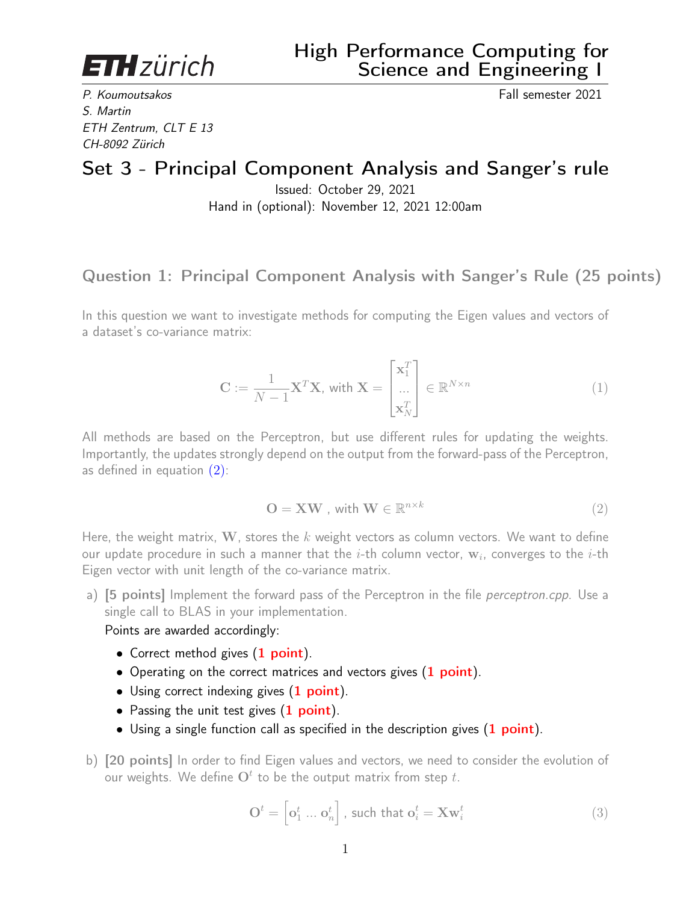ETH zürich

# High Performance Computing for Science and Engineering I

*P. Koumoutsakos*
*S. Martin*
*ETH Zentrum, CLT E 13*
*CH-8092 Zürich*

Fall semester 2021

# Set 3 - Principal Component Analysis and Sanger's rule

Issued: October 29, 2021
Hand in (optional): November 12, 2021 12:00am

## Question 1: Principal Component Analysis with Sanger's Rule (25 points)

In this question we want to investigate methods for computing the Eigen values and vectors of a dataset's co-variance matrix:

$$\mathbf{C} := \frac{1}{N-1}\mathbf{X}^T\mathbf{X}, \text{ with } \mathbf{X} = \begin{bmatrix} \mathbf{x}_1^T \\ \ldots \\ \mathbf{x}_N^T \end{bmatrix} \in \mathbb{R}^{N \times n} \tag{1}$$

All methods are based on the Perceptron, but use different rules for updating the weights. Importantly, the updates strongly depend on the output from the forward-pass of the Perceptron, as defined in equation (2):

$$\mathbf{O} = \mathbf{X}\mathbf{W} \text{ , with } \mathbf{W} \in \mathbb{R}^{n \times k} \tag{2}$$

Here, the weight matrix, $\mathbf{W}$, stores the $k$ weight vectors as column vectors. We want to define our update procedure in such a manner that the $i$-th column vector, $\mathbf{w}_i$, converges to the $i$-th Eigen vector with unit length of the co-variance matrix.

a) **[5 points]** Implement the forward pass of the Perceptron in the file *perceptron.cpp*. Use a single call to BLAS in your implementation.

   Points are awarded accordingly:

   - Correct method gives (**1 point**).
   - Operating on the correct matrices and vectors gives (**1 point**).
   - Using correct indexing gives (**1 point**).
   - Passing the unit test gives (**1 point**).
   - Using a single function call as specified in the description gives (**1 point**).

b) **[20 points]** In order to find Eigen values and vectors, we need to consider the evolution of our weights. We define $\mathbf{O}^t$ to be the output matrix from step $t$.

$$\mathbf{O}^t = \left[\mathbf{o}_1^t \ldots \mathbf{o}_n^t\right] \text{, such that } \mathbf{o}_i^t = \mathbf{X}\mathbf{w}_i^t \tag{3}$$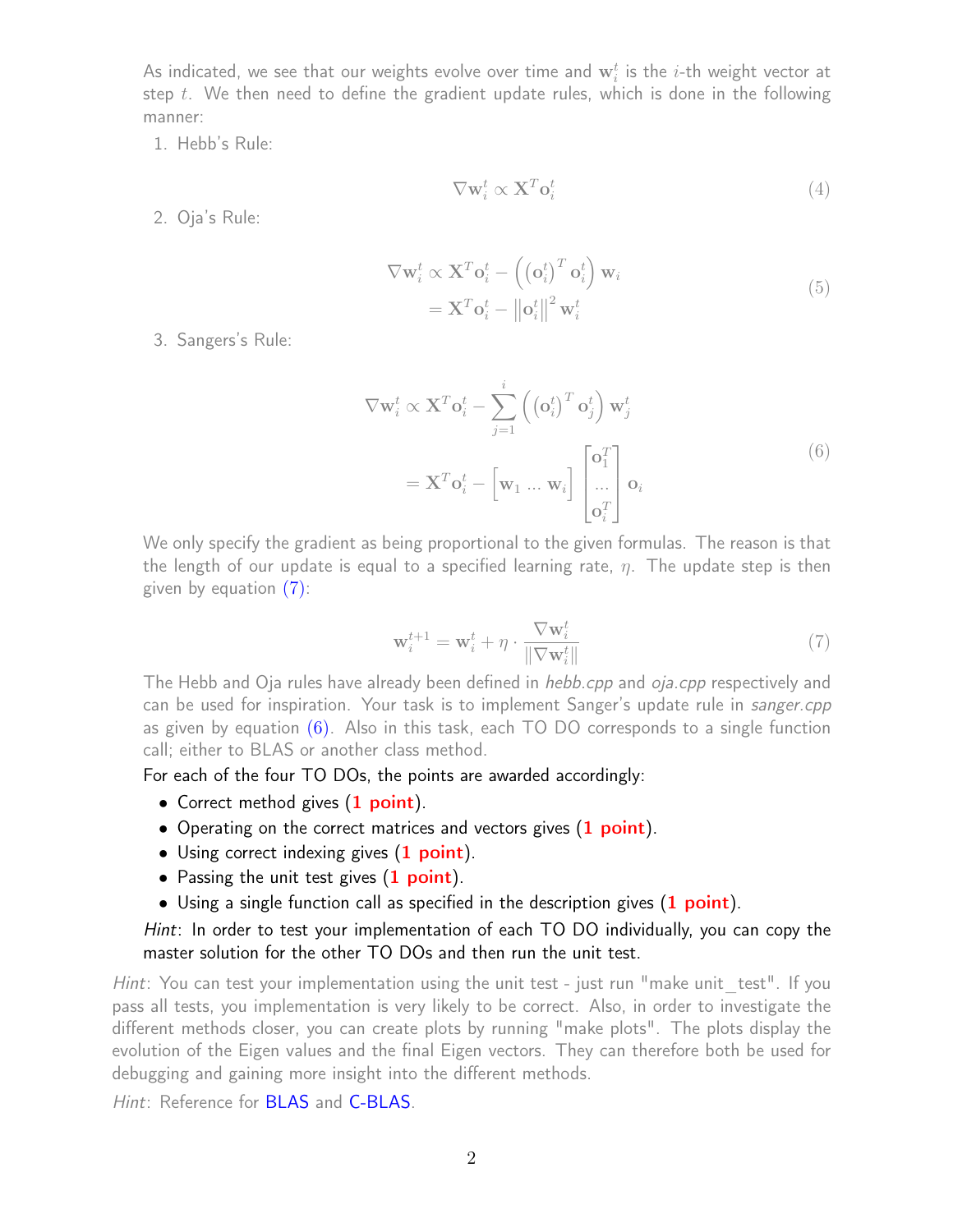As indicated, we see that our weights evolve over time and $\mathbf{w}_i^t$ is the $i$-th weight vector at step $t$. We then need to define the gradient update rules, which is done in the following manner:

1. Hebb's Rule:

$$\nabla \mathbf{w}_i^t \propto \mathbf{X}^T \mathbf{o}_i^t \tag{4}$$

2. Oja's Rule:

$$\begin{aligned} \nabla \mathbf{w}_i^t &\propto \mathbf{X}^T \mathbf{o}_i^t - \left( \left(\mathbf{o}_i^t\right)^T \mathbf{o}_i^t \right) \mathbf{w}_i \\ &= \mathbf{X}^T \mathbf{o}_i^t - \left\| \mathbf{o}_i^t \right\|^2 \mathbf{w}_i^t \end{aligned} \tag{5}$$

3. Sangers's Rule:

$$\begin{aligned} \nabla \mathbf{w}_i^t &\propto \mathbf{X}^T \mathbf{o}_i^t - \sum_{j=1}^{i} \left( \left(\mathbf{o}_i^t\right)^T \mathbf{o}_j^t \right) \mathbf{w}_j^t \\ &= \mathbf{X}^T \mathbf{o}_i^t - \begin{bmatrix} \mathbf{w}_1 \dots \mathbf{w}_i \end{bmatrix} \begin{bmatrix} \mathbf{o}_1^T \\ \dots \\ \mathbf{o}_i^T \end{bmatrix} \mathbf{o}_i \end{aligned} \tag{6}$$

We only specify the gradient as being proportional to the given formulas. The reason is that the length of our update is equal to a specified learning rate, $\eta$. The update step is then given by equation (7):

$$\mathbf{w}_i^{t+1} = \mathbf{w}_i^t + \eta \cdot \frac{\nabla \mathbf{w}_i^t}{\|\nabla \mathbf{w}_i^t\|} \tag{7}$$

The Hebb and Oja rules have already been defined in *hebb.cpp* and *oja.cpp* respectively and can be used for inspiration. Your task is to implement Sanger's update rule in *sanger.cpp* as given by equation (6). Also in this task, each TO DO corresponds to a single function call; either to BLAS or another class method.

For each of the four TO DOs, the points are awarded accordingly:

- Correct method gives (**1 point**).
- Operating on the correct matrices and vectors gives (**1 point**).
- Using correct indexing gives (**1 point**).
- Passing the unit test gives (**1 point**).
- Using a single function call as specified in the description gives (**1 point**).

*Hint*: In order to test your implementation of each TO DO individually, you can copy the master solution for the other TO DOs and then run the unit test.

*Hint*: You can test your implementation using the unit test - just run "make unit_test". If you pass all tests, you implementation is very likely to be correct. Also, in order to investigate the different methods closer, you can create plots by running "make plots". The plots display the evolution of the Eigen values and the final Eigen vectors. They can therefore both be used for debugging and gaining more insight into the different methods.

*Hint*: Reference for BLAS and C-BLAS.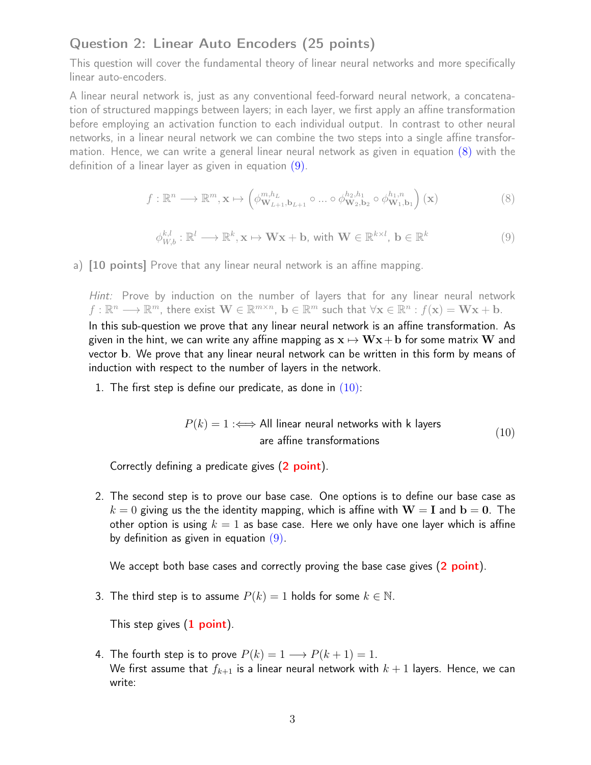## Question 2: Linear Auto Encoders (25 points)

This question will cover the fundamental theory of linear neural networks and more specifically linear auto-encoders.

A linear neural network is, just as any conventional feed-forward neural network, a concatenation of structured mappings between layers; in each layer, we first apply an affine transformation before employing an activation function to each individual output. In contrast to other neural networks, in a linear neural network we can combine the two steps into a single affine transformation. Hence, we can write a general linear neural network as given in equation (8) with the definition of a linear layer as given in equation (9).

$$f : \mathbb{R}^n \longrightarrow \mathbb{R}^m, \mathbf{x} \mapsto \left(\phi^{m,h_L}_{\mathbf{W}_{L+1},\mathbf{b}_{L+1}} \circ \ldots \circ \phi^{h_2,h_1}_{\mathbf{W}_2,\mathbf{b}_2} \circ \phi^{h_1,n}_{\mathbf{W}_1,\mathbf{b}_1}\right)(\mathbf{x}) \tag{8}$$

$$\phi^{k,l}_{W,b} : \mathbb{R}^l \longrightarrow \mathbb{R}^k, \mathbf{x} \mapsto \mathbf{W}\mathbf{x} + \mathbf{b}, \text{ with } \mathbf{W} \in \mathbb{R}^{k \times l},\ \mathbf{b} \in \mathbb{R}^k \tag{9}$$

a) **[10 points]** Prove that any linear neural network is an affine mapping.

*Hint:* Prove by induction on the number of layers that for any linear neural network $f : \mathbb{R}^n \longrightarrow \mathbb{R}^m$, there exist $\mathbf{W} \in \mathbb{R}^{m \times n}$, $\mathbf{b} \in \mathbb{R}^m$ such that $\forall \mathbf{x} \in \mathbb{R}^n : f(\mathbf{x}) = \mathbf{W}\mathbf{x} + \mathbf{b}$.

In this sub-question we prove that any linear neural network is an affine transformation. As given in the hint, we can write any affine mapping as $\mathbf{x} \mapsto \mathbf{W}\mathbf{x} + \mathbf{b}$ for some matrix $\mathbf{W}$ and vector $\mathbf{b}$. We prove that any linear neural network can be written in this form by means of induction with respect to the number of layers in the network.

1. The first step is define our predicate, as done in (10):

$$P(k) = 1 :\Longleftrightarrow \text{All linear neural networks with k layers are affine transformations} \tag{10}$$

   Correctly defining a predicate gives (**2 point**).

2. The second step is to prove our base case. One options is to define our base case as $k = 0$ giving us the the identity mapping, which is affine with $\mathbf{W} = \mathbf{I}$ and $\mathbf{b} = \mathbf{0}$. The other option is using $k = 1$ as base case. Here we only have one layer which is affine by definition as given in equation (9).

   We accept both base cases and correctly proving the base case gives (**2 point**).

3. The third step is to assume $P(k) = 1$ holds for some $k \in \mathbb{N}$.

   This step gives (**1 point**).

4. The fourth step is to prove $P(k) = 1 \longrightarrow P(k+1) = 1$.
   We first assume that $f_{k+1}$ is a linear neural network with $k + 1$ layers. Hence, we can write: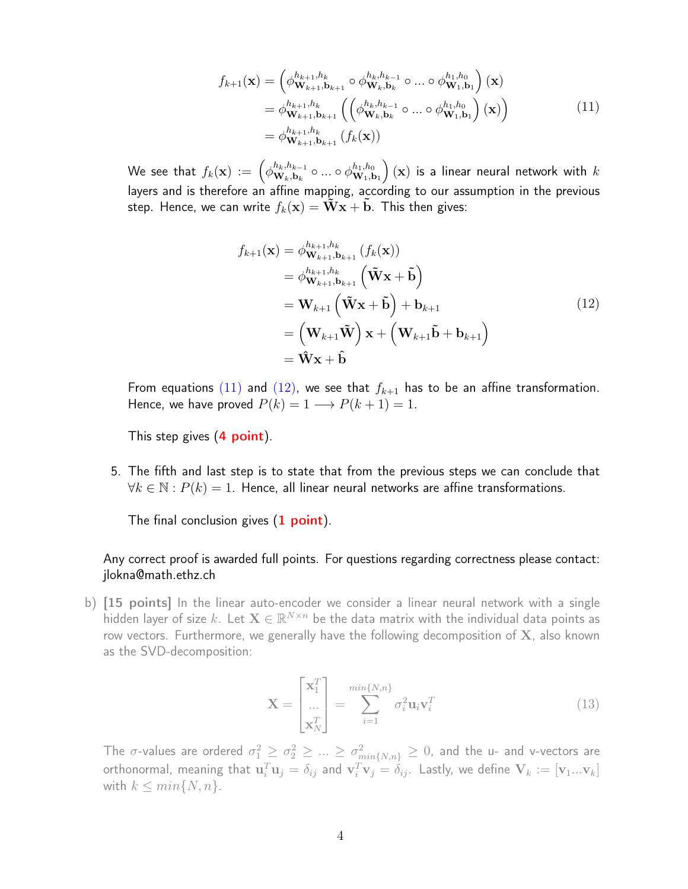$$
\begin{aligned}
f_{k+1}(\mathbf{x}) &= \left(\phi^{h_{k+1},h_k}_{\mathbf{W}_{k+1},\mathbf{b}_{k+1}} \circ \phi^{h_k,h_{k-1}}_{\mathbf{W}_k,\mathbf{b}_k} \circ \ldots \circ \phi^{h_1,h_0}_{\mathbf{W}_1,\mathbf{b}_1}\right)(\mathbf{x}) \\
&= \phi^{h_{k+1},h_k}_{\mathbf{W}_{k+1},\mathbf{b}_{k+1}}\left(\left(\phi^{h_k,h_{k-1}}_{\mathbf{W}_k,\mathbf{b}_k} \circ \ldots \circ \phi^{h_1,h_0}_{\mathbf{W}_1,\mathbf{b}_1}\right)(\mathbf{x})\right) \\
&= \phi^{h_{k+1},h_k}_{\mathbf{W}_{k+1},\mathbf{b}_{k+1}}\left(f_k(\mathbf{x})\right)
\end{aligned}
\tag{11}
$$

We see that $f_k(\mathbf{x}) := \left(\phi^{h_k,h_{k-1}}_{\mathbf{W}_k,\mathbf{b}_k} \circ \ldots \circ \phi^{h_1,h_0}_{\mathbf{W}_1,\mathbf{b}_1}\right)(\mathbf{x})$ is a linear neural network with $k$ layers and is therefore an affine mapping, according to our assumption in the previous step. Hence, we can write $f_k(\mathbf{x}) = \tilde{\mathbf{W}}\mathbf{x} + \tilde{\mathbf{b}}$. This then gives:

$$
\begin{aligned}
f_{k+1}(\mathbf{x}) &= \phi^{h_{k+1},h_k}_{\mathbf{W}_{k+1},\mathbf{b}_{k+1}}\left(f_k(\mathbf{x})\right) \\
&= \phi^{h_{k+1},h_k}_{\mathbf{W}_{k+1},\mathbf{b}_{k+1}}\left(\tilde{\mathbf{W}}\mathbf{x} + \tilde{\mathbf{b}}\right) \\
&= \mathbf{W}_{k+1}\left(\tilde{\mathbf{W}}\mathbf{x} + \tilde{\mathbf{b}}\right) + \mathbf{b}_{k+1} \\
&= \left(\mathbf{W}_{k+1}\tilde{\mathbf{W}}\right)\mathbf{x} + \left(\mathbf{W}_{k+1}\tilde{\mathbf{b}} + \mathbf{b}_{k+1}\right) \\
&= \hat{\mathbf{W}}\mathbf{x} + \hat{\mathbf{b}}
\end{aligned}
\tag{12}
$$

From equations (11) and (12), we see that $f_{k+1}$ has to be an affine transformation. Hence, we have proved $P(k) = 1 \longrightarrow P(k+1) = 1$.

This step gives (**4 point**).

5. The fifth and last step is to state that from the previous steps we can conclude that $\forall k \in \mathbb{N} : P(k) = 1$. Hence, all linear neural networks are affine transformations.

   The final conclusion gives (**1 point**).

Any correct proof is awarded full points. For questions regarding correctness please contact: jlokna@math.ethz.ch

b) **[15 points]** In the linear auto-encoder we consider a linear neural network with a single hidden layer of size $k$. Let $\mathbf{X} \in \mathbb{R}^{N \times n}$ be the data matrix with the individual data points as row vectors. Furthermore, we generally have the following decomposition of $\mathbf{X}$, also known as the SVD-decomposition:

$$
\mathbf{X} = \begin{bmatrix} \mathbf{x}_1^T \\ \ldots \\ \mathbf{x}_N^T \end{bmatrix} = \sum_{i=1}^{min\{N,n\}} \sigma_i^2 \mathbf{u}_i \mathbf{v}_i^T \tag{13}
$$

The $\sigma$-values are ordered $\sigma_1^2 \geq \sigma_2^2 \geq \ldots \geq \sigma_{min\{N,n\}}^2 \geq 0$, and the u- and v-vectors are orthonormal, meaning that $\mathbf{u}_i^T\mathbf{u}_j = \delta_{ij}$ and $\mathbf{v}_i^T\mathbf{v}_j = \delta_{ij}$. Lastly, we define $\mathbf{V}_k := [\mathbf{v}_1 \ldots \mathbf{v}_k]$ with $k \leq min\{N, n\}$.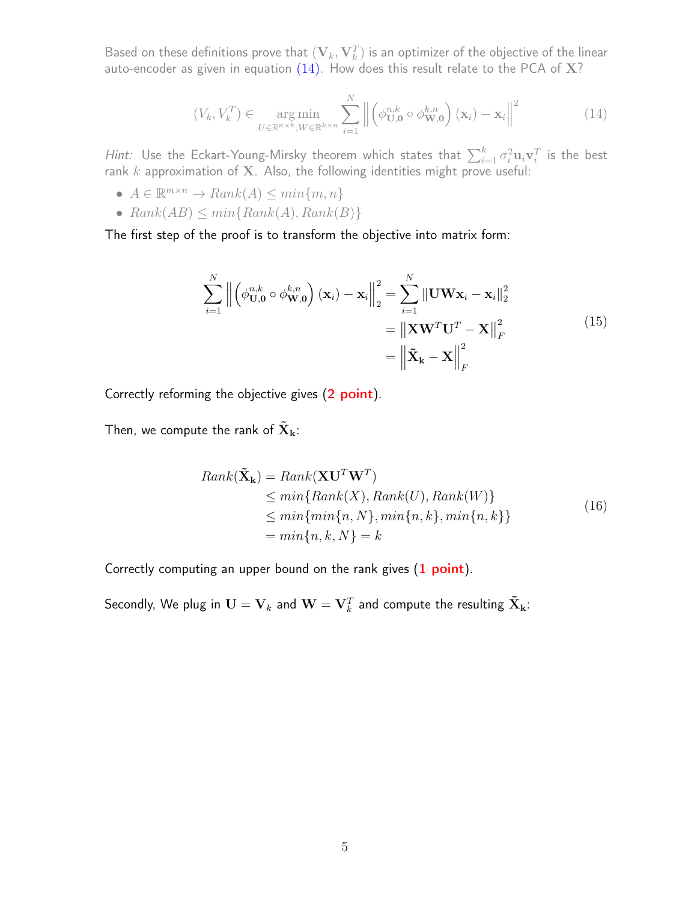Based on these definitions prove that $(\mathbf{V}_k, \mathbf{V}_k^T)$ is an optimizer of the objective of the linear auto-encoder as given in equation (14). How does this result relate to the PCA of $\mathbf{X}$?

$$(V_k, V_k^T) \in \underset{U \in \mathbb{R}^{n \times k}, W \in \mathbb{R}^{k \times n}}{\arg\min} \sum_{i=1}^{N} \left\| \left( \phi_{\mathbf{U},\mathbf{0}}^{n,k} \circ \phi_{\mathbf{W},\mathbf{0}}^{k,n} \right)(\mathbf{x}_i) - \mathbf{x}_i \right\|^2 \tag{14}$$

*Hint:* Use the Eckart-Young-Mirsky theorem which states that $\sum_{i=1}^{k} \sigma_i^2 \mathbf{u}_i \mathbf{v}_i^T$ is the best rank $k$ approximation of $\mathbf{X}$. Also, the following identities might prove useful:

- $A \in \mathbb{R}^{m \times n} \rightarrow Rank(A) \leq min\{m, n\}$
- $Rank(AB) \leq min\{Rank(A), Rank(B)\}$

The first step of the proof is to transform the objective into matrix form:

$$\begin{aligned}
\sum_{i=1}^{N} \left\| \left( \phi_{\mathbf{U},\mathbf{0}}^{n,k} \circ \phi_{\mathbf{W},\mathbf{0}}^{k,n} \right)(\mathbf{x}_i) - \mathbf{x}_i \right\|_2^2 &= \sum_{i=1}^{N} \|\mathbf{U}\mathbf{W}\mathbf{x}_i - \mathbf{x}_i\|_2^2 \\
&= \left\|\mathbf{X}\mathbf{W}^T\mathbf{U}^T - \mathbf{X}\right\|_F^2 \\
&= \left\|\tilde{\mathbf{X}}_{\mathbf{k}} - \mathbf{X}\right\|_F^2
\end{aligned} \tag{15}$$

Correctly reforming the objective gives (2 point).

Then, we compute the rank of $\tilde{\mathbf{X}}_{\mathbf{k}}$:

$$\begin{aligned}
Rank(\tilde{\mathbf{X}}_{\mathbf{k}}) &= Rank(\mathbf{X}\mathbf{U}^T\mathbf{W}^T) \\
&\leq min\{Rank(X), Rank(U), Rank(W)\} \\
&\leq min\{min\{n, N\}, min\{n, k\}, min\{n, k\}\} \\
&= min\{n, k, N\} = k
\end{aligned} \tag{16}$$

Correctly computing an upper bound on the rank gives (1 point).

Secondly, We plug in $\mathbf{U} = \mathbf{V}_k$ and $\mathbf{W} = \mathbf{V}_k^T$ and compute the resulting $\tilde{\mathbf{X}}_{\mathbf{k}}$: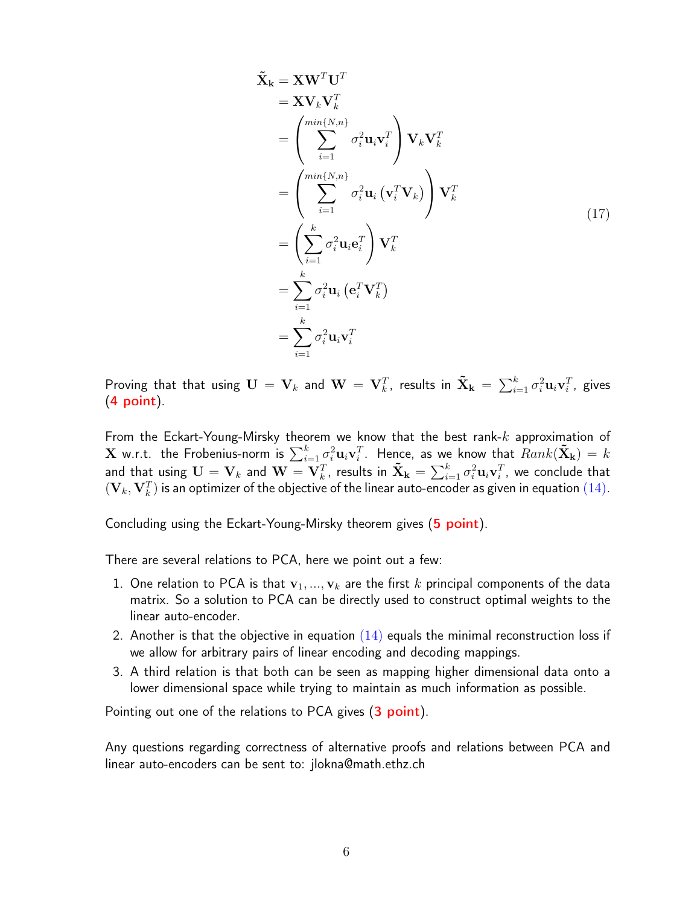$$
\begin{aligned}
\tilde{\mathbf{X}}_{\mathbf{k}} &= \mathbf{X}\mathbf{W}^T\mathbf{U}^T \\
&= \mathbf{X}\mathbf{V}_k\mathbf{V}_k^T \\
&= \left(\sum_{i=1}^{min\{N,n\}} \sigma_i^2 \mathbf{u}_i \mathbf{v}_i^T\right)\mathbf{V}_k\mathbf{V}_k^T \\
&= \left(\sum_{i=1}^{min\{N,n\}} \sigma_i^2 \mathbf{u}_i \left(\mathbf{v}_i^T\mathbf{V}_k\right)\right)\mathbf{V}_k^T \\
&= \left(\sum_{i=1}^{k} \sigma_i^2 \mathbf{u}_i \mathbf{e}_i^T\right)\mathbf{V}_k^T \\
&= \sum_{i=1}^{k} \sigma_i^2 \mathbf{u}_i \left(\mathbf{e}_i^T\mathbf{V}_k^T\right) \\
&= \sum_{i=1}^{k} \sigma_i^2 \mathbf{u}_i \mathbf{v}_i^T
\end{aligned}
\tag{17}
$$

Proving that that using $\mathbf{U} = \mathbf{V}_k$ and $\mathbf{W} = \mathbf{V}_k^T$, results in $\tilde{\mathbf{X}}_{\mathbf{k}} = \sum_{i=1}^{k} \sigma_i^2 \mathbf{u}_i \mathbf{v}_i^T$, gives (**4 point**).

From the Eckart-Young-Mirsky theorem we know that the best rank-$k$ approximation of $\mathbf{X}$ w.r.t. the Frobenius-norm is $\sum_{i=1}^{k} \sigma_i^2 \mathbf{u}_i \mathbf{v}_i^T$. Hence, as we know that $Rank(\tilde{\mathbf{X}}_{\mathbf{k}}) = k$ and that using $\mathbf{U} = \mathbf{V}_k$ and $\mathbf{W} = \mathbf{V}_k^T$, results in $\tilde{\mathbf{X}}_{\mathbf{k}} = \sum_{i=1}^{k} \sigma_i^2 \mathbf{u}_i \mathbf{v}_i^T$, we conclude that $(\mathbf{V}_k, \mathbf{V}_k^T)$ is an optimizer of the objective of the linear auto-encoder as given in equation (14).

Concluding using the Eckart-Young-Mirsky theorem gives (**5 point**).

There are several relations to PCA, here we point out a few:

1. One relation to PCA is that $\mathbf{v}_1, ..., \mathbf{v}_k$ are the first $k$ principal components of the data matrix. So a solution to PCA can be directly used to construct optimal weights to the linear auto-encoder.
2. Another is that the objective in equation (14) equals the minimal reconstruction loss if we allow for arbitrary pairs of linear encoding and decoding mappings.
3. A third relation is that both can be seen as mapping higher dimensional data onto a lower dimensional space while trying to maintain as much information as possible.

Pointing out one of the relations to PCA gives (**3 point**).

Any questions regarding correctness of alternative proofs and relations between PCA and linear auto-encoders can be sent to: jlokna@math.ethz.ch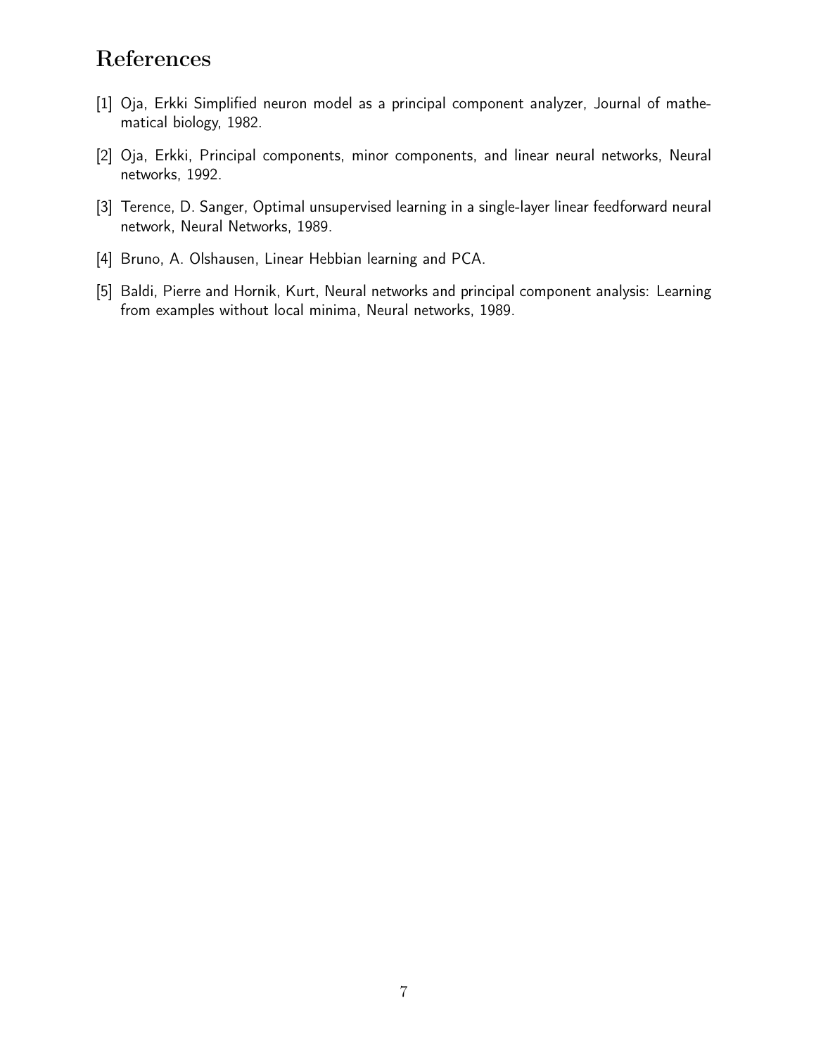## References

[1] Oja, Erkki Simplified neuron model as a principal component analyzer, Journal of mathematical biology, 1982.

[2] Oja, Erkki, Principal components, minor components, and linear neural networks, Neural networks, 1992.

[3] Terence, D. Sanger, Optimal unsupervised learning in a single-layer linear feedforward neural network, Neural Networks, 1989.

[4] Bruno, A. Olshausen, Linear Hebbian learning and PCA.

[5] Baldi, Pierre and Hornik, Kurt, Neural networks and principal component analysis: Learning from examples without local minima, Neural networks, 1989.